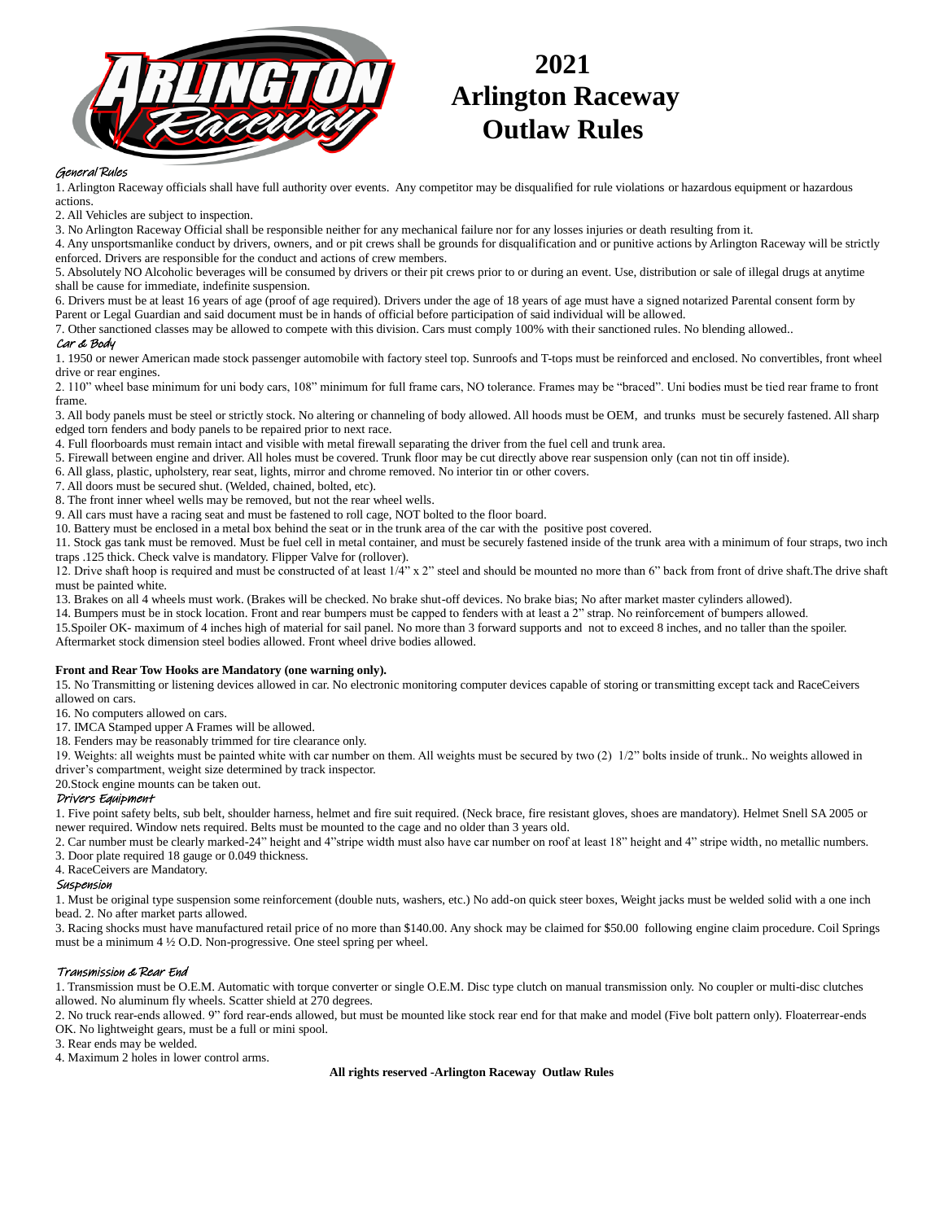# 2021 Arlington Raceway Outlaw Rules

### *General Rules*

1. Arlington Raceway officials shall have full authority over events. Any competitor may be disqualified for rule violations or hazardous equipment or hazardous actions.
2. All Vehicles are subject to inspection.
3. No Arlington Raceway Official shall be responsible neither for any mechanical failure nor for any losses injuries or death resulting from it.
4. Any unsportsmanlike conduct by drivers, owners, and or pit crews shall be grounds for disqualification and or punitive actions by Arlington Raceway will be strictly enforced. Drivers are responsible for the conduct and actions of crew members.
5. Absolutely NO Alcoholic beverages will be consumed by drivers or their pit crews prior to or during an event. Use, distribution or sale of illegal drugs at anytime shall be cause for immediate, indefinite suspension.
6. Drivers must be at least 16 years of age (proof of age required). Drivers under the age of 18 years of age must have a signed notarized Parental consent form by Parent or Legal Guardian and said document must be in hands of official before participation of said individual will be allowed.
7. Other sanctioned classes may be allowed to compete with this division. Cars must comply 100% with their sanctioned rules. No blending allowed..

### *Car & Body*

1. 1950 or newer American made stock passenger automobile with factory steel top. Sunroofs and T-tops must be reinforced and enclosed. No convertibles, front wheel drive or rear engines.
2. 110" wheel base minimum for uni body cars, 108" minimum for full frame cars, NO tolerance. Frames may be "braced". Uni bodies must be tied rear frame to front frame.
3. All body panels must be steel or strictly stock. No altering or channeling of body allowed. All hoods must be OEM, and trunks must be securely fastened. All sharp edged torn fenders and body panels to be repaired prior to next race.
4. Full floorboards must remain intact and visible with metal firewall separating the driver from the fuel cell and trunk area.
5. Firewall between engine and driver. All holes must be covered. Trunk floor may be cut directly above rear suspension only (can not tin off inside).
6. All glass, plastic, upholstery, rear seat, lights, mirror and chrome removed. No interior tin or other covers.
7. All doors must be secured shut. (Welded, chained, bolted, etc).
8. The front inner wheel wells may be removed, but not the rear wheel wells.
9. All cars must have a racing seat and must be fastened to roll cage, NOT bolted to the floor board.
10. Battery must be enclosed in a metal box behind the seat or in the trunk area of the car with the positive post covered.
11. Stock gas tank must be removed. Must be fuel cell in metal container, and must be securely fastened inside of the trunk area with a minimum of four straps, two inch traps .125 thick. Check valve is mandatory. Flipper Valve for (rollover).
12. Drive shaft hoop is required and must be constructed of at least 1/4" x 2" steel and should be mounted no more than 6" back from front of drive shaft.The drive shaft must be painted white.
13. Brakes on all 4 wheels must work. (Brakes will be checked. No brake shut-off devices. No brake bias; No after market master cylinders allowed).
14. Bumpers must be in stock location. Front and rear bumpers must be capped to fenders with at least a 2" strap. No reinforcement of bumpers allowed.
15. Spoiler OK- maximum of 4 inches high of material for sail panel. No more than 3 forward supports and not to exceed 8 inches, and no taller than the spoiler. Aftermarket stock dimension steel bodies allowed. Front wheel drive bodies allowed.

**Front and Rear Tow Hooks are Mandatory (one warning only).**

15. No Transmitting or listening devices allowed in car. No electronic monitoring computer devices capable of storing or transmitting except tack and RaceCeivers allowed on cars.
16. No computers allowed on cars.
17. IMCA Stamped upper A Frames will be allowed.
18. Fenders may be reasonably trimmed for tire clearance only.
19. Weights: all weights must be painted white with car number on them. All weights must be secured by two (2) 1/2" bolts inside of trunk.. No weights allowed in driver's compartment, weight size determined by track inspector.
20. Stock engine mounts can be taken out.

### *Drivers Equipment*

1. Five point safety belts, sub belt, shoulder harness, helmet and fire suit required. (Neck brace, fire resistant gloves, shoes are mandatory). Helmet Snell SA 2005 or newer required. Window nets required. Belts must be mounted to the cage and no older than 3 years old.
2. Car number must be clearly marked-24" height and 4"stripe width must also have car number on roof at least 18" height and 4" stripe width, no metallic numbers.
3. Door plate required 18 gauge or 0.049 thickness.
4. RaceCeivers are Mandatory.

### *Suspension*

1. Must be original type suspension some reinforcement (double nuts, washers, etc.) No add-on quick steer boxes, Weight jacks must be welded solid with a one inch bead. 2. No after market parts allowed.
3. Racing shocks must have manufactured retail price of no more than $140.00. Any shock may be claimed for $50.00 following engine claim procedure. Coil Springs must be a minimum 4 ½ O.D. Non-progressive. One steel spring per wheel.

### *Transmission & Rear End*

1. Transmission must be O.E.M. Automatic with torque converter or single O.E.M. Disc type clutch on manual transmission only. No coupler or multi-disc clutches allowed. No aluminum fly wheels. Scatter shield at 270 degrees.
2. No truck rear-ends allowed. 9" ford rear-ends allowed, but must be mounted like stock rear end for that make and model (Five bolt pattern only). Floaterrear-ends OK. No lightweight gears, must be a full or mini spool.
3. Rear ends may be welded.
4. Maximum 2 holes in lower control arms.

**All rights reserved -Arlington Raceway Outlaw Rules**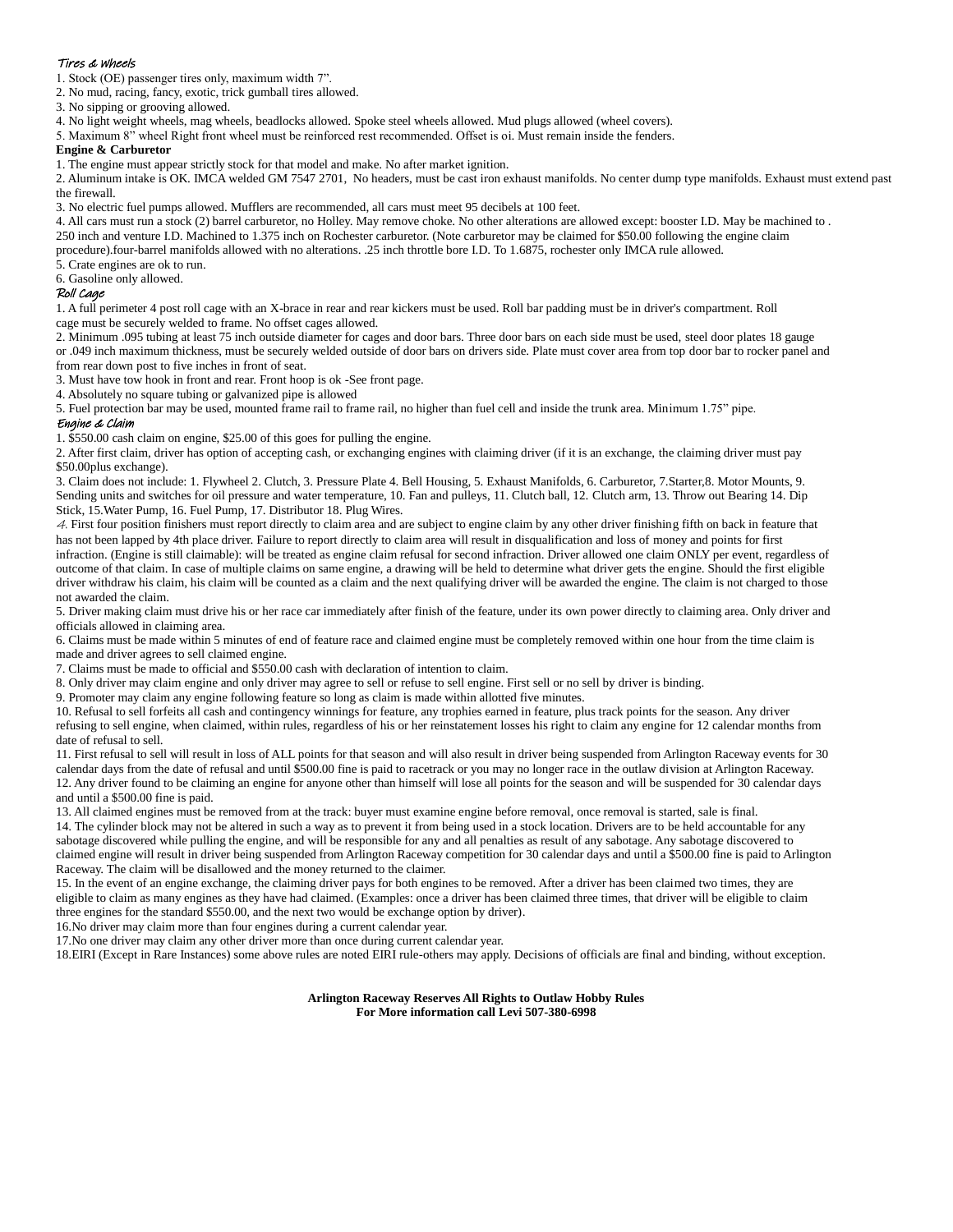### Tires & Wheels

1. Stock (OE) passenger tires only, maximum width 7".
2. No mud, racing, fancy, exotic, trick gumball tires allowed.
3. No sipping or grooving allowed.
4. No light weight wheels, mag wheels, beadlocks allowed. Spoke steel wheels allowed. Mud plugs allowed (wheel covers).
5. Maximum 8" wheel Right front wheel must be reinforced rest recommended. Offset is oi. Must remain inside the fenders.

**Engine & Carburetor**

1. The engine must appear strictly stock for that model and make. No after market ignition.
2. Aluminum intake is OK. IMCA welded GM 7547 2701, No headers, must be cast iron exhaust manifolds. No center dump type manifolds. Exhaust must extend past the firewall.
3. No electric fuel pumps allowed. Mufflers are recommended, all cars must meet 95 decibels at 100 feet.
4. All cars must run a stock (2) barrel carburetor, no Holley. May remove choke. No other alterations are allowed except: booster I.D. May be machined to . 250 inch and venture I.D. Machined to 1.375 inch on Rochester carburetor. (Note carburetor may be claimed for $50.00 following the engine claim procedure).four-barrel manifolds allowed with no alterations. .25 inch throttle bore I.D. To 1.6875, rochester only IMCA rule allowed.
5. Crate engines are ok to run.
6. Gasoline only allowed.

### Roll Cage

1. A full perimeter 4 post roll cage with an X-brace in rear and rear kickers must be used. Roll bar padding must be in driver's compartment. Roll cage must be securely welded to frame. No offset cages allowed.
2. Minimum .095 tubing at least 75 inch outside diameter for cages and door bars. Three door bars on each side must be used, steel door plates 18 gauge or .049 inch maximum thickness, must be securely welded outside of door bars on drivers side. Plate must cover area from top door bar to rocker panel and from rear down post to five inches in front of seat.
3. Must have tow hook in front and rear. Front hoop is ok -See front page.
4. Absolutely no square tubing or galvanized pipe is allowed
5. Fuel protection bar may be used, mounted frame rail to frame rail, no higher than fuel cell and inside the trunk area. Minimum 1.75" pipe.

### Engine & Claim

1. $550.00 cash claim on engine, $25.00 of this goes for pulling the engine.
2. After first claim, driver has option of accepting cash, or exchanging engines with claiming driver (if it is an exchange, the claiming driver must pay $50.00plus exchange).
3. Claim does not include: 1. Flywheel 2. Clutch, 3. Pressure Plate 4. Bell Housing, 5. Exhaust Manifolds, 6. Carburetor, 7.Starter,8. Motor Mounts, 9. Sending units and switches for oil pressure and water temperature, 10. Fan and pulleys, 11. Clutch ball, 12. Clutch arm, 13. Throw out Bearing 14. Dip Stick, 15.Water Pump, 16. Fuel Pump, 17. Distributor 18. Plug Wires.
4. First four position finishers must report directly to claim area and are subject to engine claim by any other driver finishing fifth on back in feature that has not been lapped by 4th place driver. Failure to report directly to claim area will result in disqualification and loss of money and points for first infraction. (Engine is still claimable): will be treated as engine claim refusal for second infraction. Driver allowed one claim ONLY per event, regardless of outcome of that claim. In case of multiple claims on same engine, a drawing will be held to determine what driver gets the engine. Should the first eligible driver withdraw his claim, his claim will be counted as a claim and the next qualifying driver will be awarded the engine. The claim is not charged to those not awarded the claim.
5. Driver making claim must drive his or her race car immediately after finish of the feature, under its own power directly to claiming area. Only driver and officials allowed in claiming area.
6. Claims must be made within 5 minutes of end of feature race and claimed engine must be completely removed within one hour from the time claim is made and driver agrees to sell claimed engine.
7. Claims must be made to official and $550.00 cash with declaration of intention to claim.
8. Only driver may claim engine and only driver may agree to sell or refuse to sell engine. First sell or no sell by driver is binding.
9. Promoter may claim any engine following feature so long as claim is made within allotted five minutes.
10. Refusal to sell forfeits all cash and contingency winnings for feature, any trophies earned in feature, plus track points for the season. Any driver refusing to sell engine, when claimed, within rules, regardless of his or her reinstatement losses his right to claim any engine for 12 calendar months from date of refusal to sell.
11. First refusal to sell will result in loss of ALL points for that season and will also result in driver being suspended from Arlington Raceway events for 30 calendar days from the date of refusal and until $500.00 fine is paid to racetrack or you may no longer race in the outlaw division at Arlington Raceway.
12. Any driver found to be claiming an engine for anyone other than himself will lose all points for the season and will be suspended for 30 calendar days and until a $500.00 fine is paid.
13. All claimed engines must be removed from at the track: buyer must examine engine before removal, once removal is started, sale is final.
14. The cylinder block may not be altered in such a way as to prevent it from being used in a stock location. Drivers are to be held accountable for any sabotage discovered while pulling the engine, and will be responsible for any and all penalties as result of any sabotage. Any sabotage discovered to claimed engine will result in driver being suspended from Arlington Raceway competition for 30 calendar days and until a $500.00 fine is paid to Arlington Raceway. The claim will be disallowed and the money returned to the claimer.
15. In the event of an engine exchange, the claiming driver pays for both engines to be removed. After a driver has been claimed two times, they are eligible to claim as many engines as they have had claimed. (Examples: once a driver has been claimed three times, that driver will be eligible to claim three engines for the standard $550.00, and the next two would be exchange option by driver).
16. No driver may claim more than four engines during a current calendar year.
17. No one driver may claim any other driver more than once during current calendar year.
18. EIRI (Except in Rare Instances) some above rules are noted EIRI rule-others may apply. Decisions of officials are final and binding, without exception.

**Arlington Raceway Reserves All Rights to Outlaw Hobby Rules**
**For More information call Levi 507-380-6998**